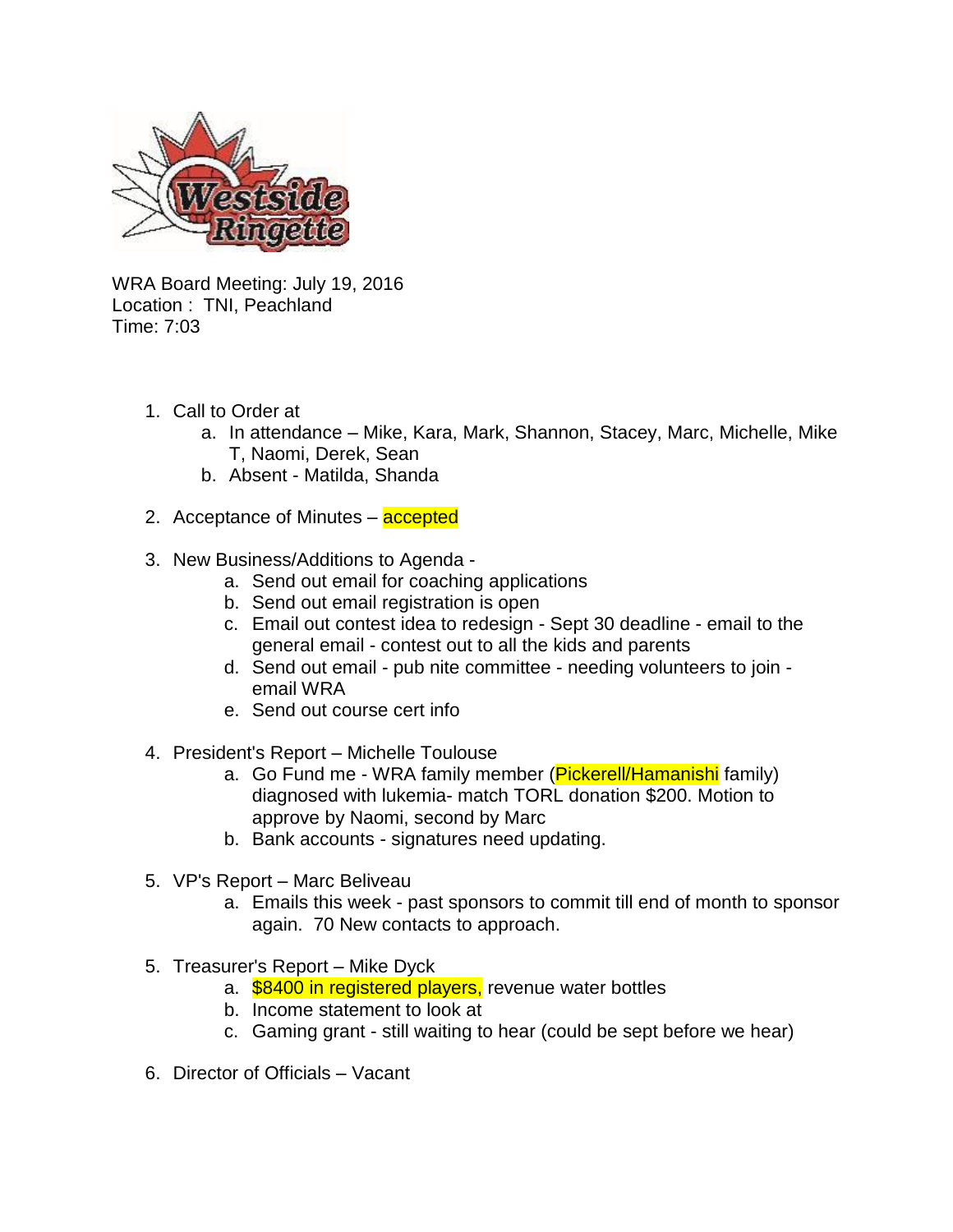WRA Board Meeting: July 19, 2016
Location : TNI, Peachland
Time: 7:03

1. Call to Order at
   a. In attendance – Mike, Kara, Mark, Shannon, Stacey, Marc, Michelle, Mike T, Naomi, Derek, Sean
   b. Absent - Matilda, Shanda

2. Acceptance of Minutes – accepted

3. New Business/Additions to Agenda -
   a. Send out email for coaching applications
   b. Send out email registration is open
   c. Email out contest idea to redesign - Sept 30 deadline - email to the general email - contest out to all the kids and parents
   d. Send out email - pub nite committee - needing volunteers to join - email WRA
   e. Send out course cert info

4. President's Report – Michelle Toulouse
   a. Go Fund me - WRA family member (Pickerell/Hamanishi family) diagnosed with lukemia- match TORL donation $200. Motion to approve by Naomi, second by Marc
   b. Bank accounts - signatures need updating.

5. VP's Report – Marc Beliveau
   a. Emails this week - past sponsors to commit till end of month to sponsor again. 70 New contacts to approach.

5. Treasurer's Report – Mike Dyck
   a. $8400 in registered players, revenue water bottles
   b. Income statement to look at
   c. Gaming grant - still waiting to hear (could be sept before we hear)

6. Director of Officials – Vacant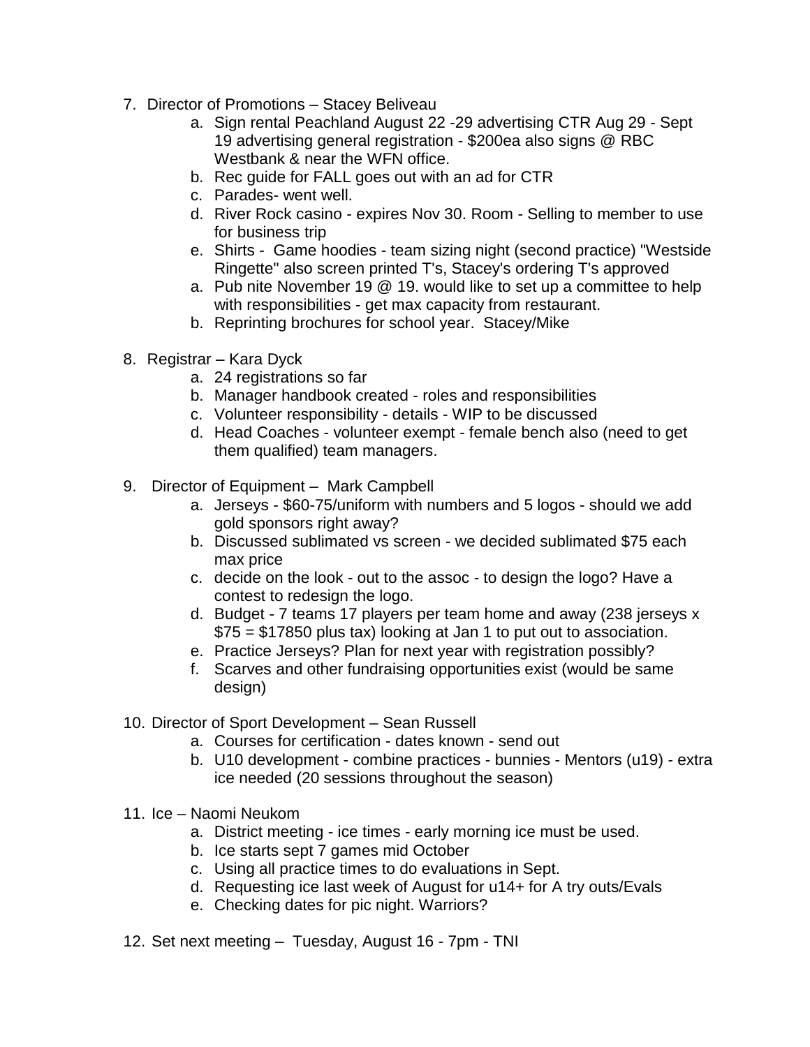7. Director of Promotions – Stacey Beliveau
    a. Sign rental Peachland August 22 -29 advertising CTR Aug 29 - Sept 19 advertising general registration - $200ea also signs @ RBC Westbank & near the WFN office.
    b. Rec guide for FALL goes out with an ad for CTR
    c. Parades- went well.
    d. River Rock casino - expires Nov 30. Room - Selling to member to use for business trip
    e. Shirts - Game hoodies - team sizing night (second practice) "Westside Ringette" also screen printed T's, Stacey's ordering T's approved
    a. Pub nite November 19 @ 19. would like to set up a committee to help with responsibilities - get max capacity from restaurant.
    b. Reprinting brochures for school year. Stacey/Mike

8. Registrar – Kara Dyck
    a. 24 registrations so far
    b. Manager handbook created - roles and responsibilities
    c. Volunteer responsibility - details - WIP to be discussed
    d. Head Coaches - volunteer exempt - female bench also (need to get them qualified) team managers.

9. Director of Equipment – Mark Campbell
    a. Jerseys - $60-75/uniform with numbers and 5 logos - should we add gold sponsors right away?
    b. Discussed sublimated vs screen - we decided sublimated $75 each max price
    c. decide on the look - out to the assoc - to design the logo? Have a contest to redesign the logo.
    d. Budget - 7 teams 17 players per team home and away (238 jerseys x $75 = $17850 plus tax) looking at Jan 1 to put out to association.
    e. Practice Jerseys? Plan for next year with registration possibly?
    f. Scarves and other fundraising opportunities exist (would be same design)

10. Director of Sport Development – Sean Russell
    a. Courses for certification - dates known - send out
    b. U10 development - combine practices - bunnies - Mentors (u19) - extra ice needed (20 sessions throughout the season)

11. Ice – Naomi Neukom
    a. District meeting - ice times - early morning ice must be used.
    b. Ice starts sept 7 games mid October
    c. Using all practice times to do evaluations in Sept.
    d. Requesting ice last week of August for u14+ for A try outs/Evals
    e. Checking dates for pic night. Warriors?

12. Set next meeting – Tuesday, August 16 - 7pm - TNI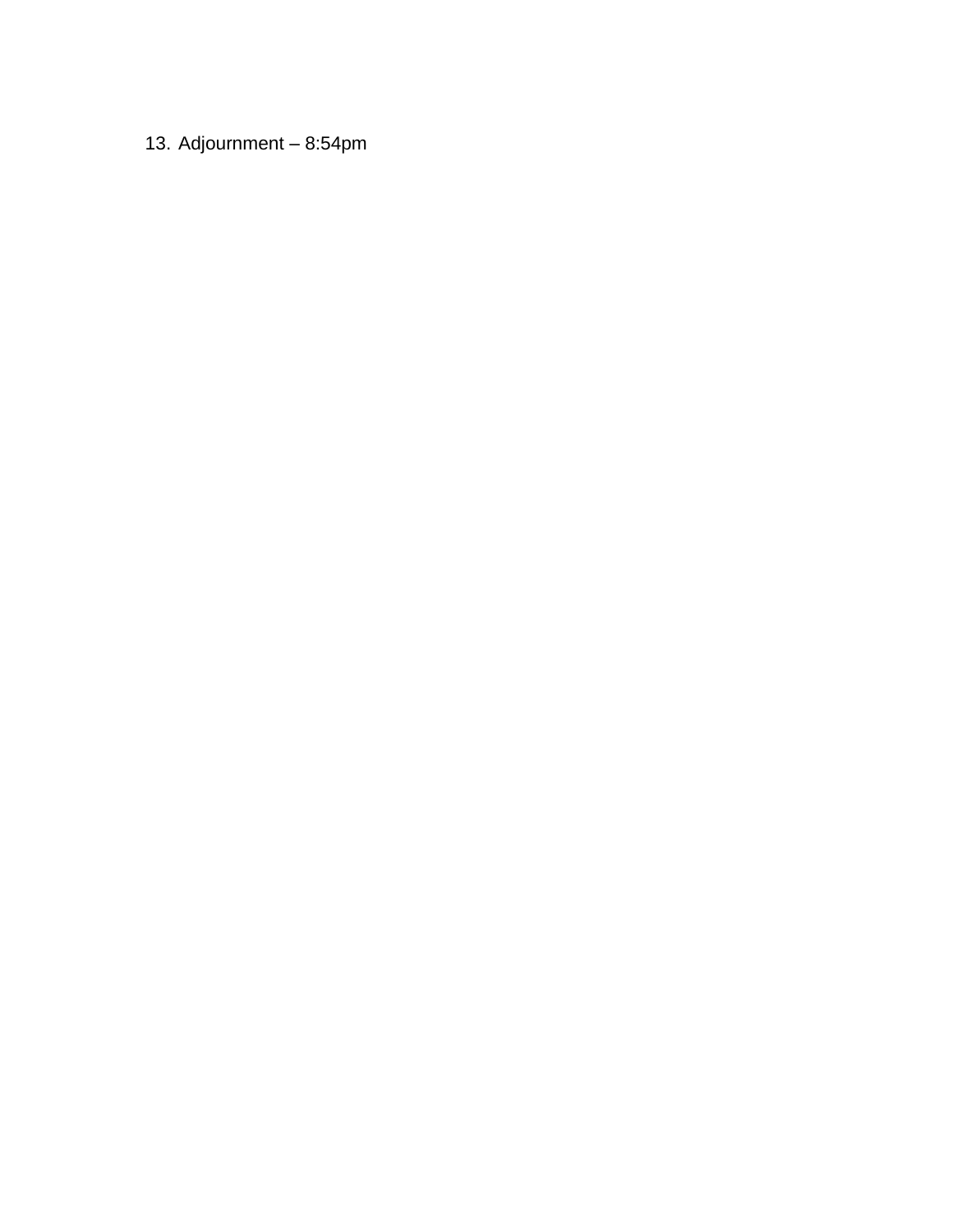13. Adjournment – 8:54pm